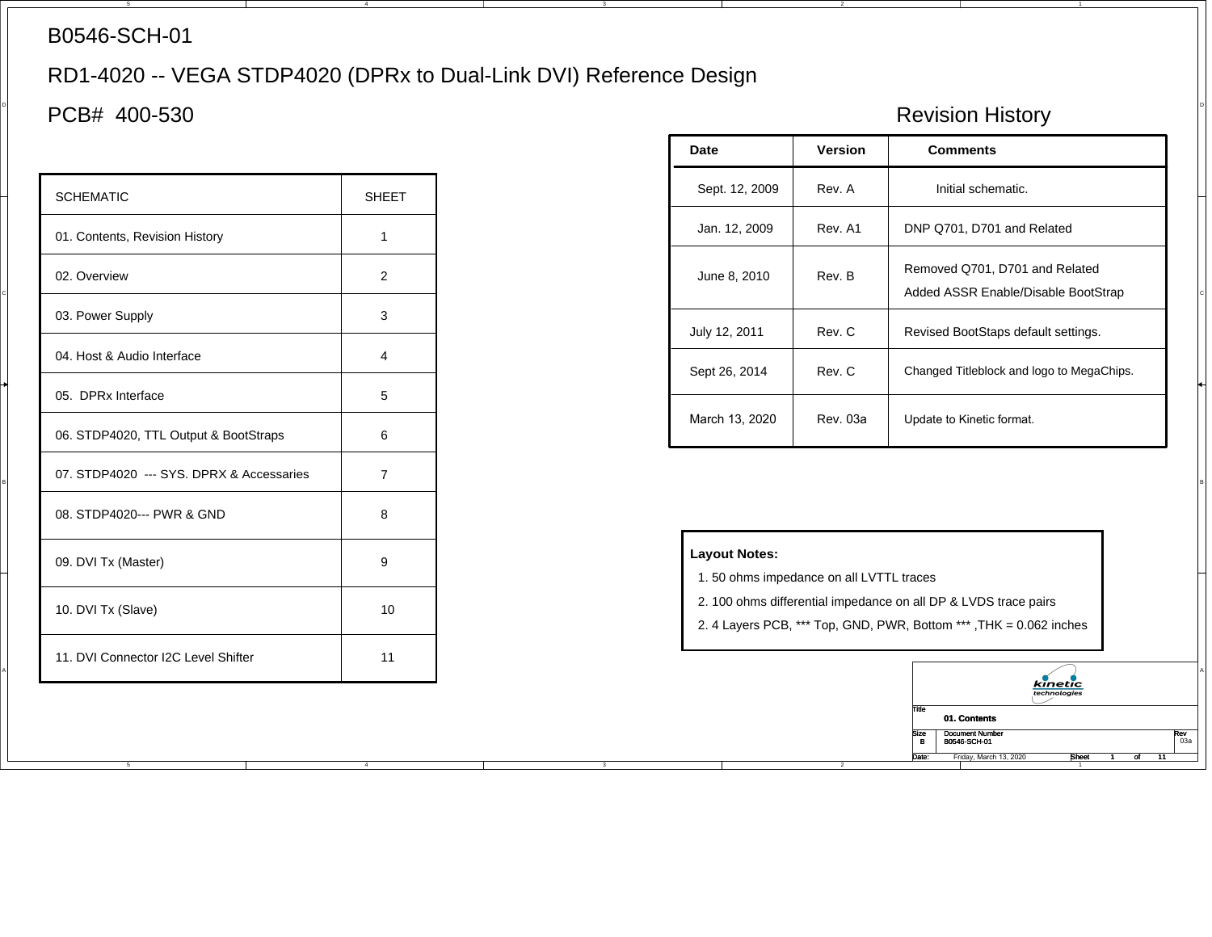# B0546-SCH-01

## RD1-4020 -- VEGA STDP4020 (DPRx to Dual-Link DVI) Reference Design

## PCB# 400-530

| SCHEMATIC | SHEET |
|---|---|
| 01. Contents, Revision History | 1 |
| 02. Overview | 2 |
| 03. Power Supply | 3 |
| 04. Host & Audio Interface | 4 |
| 05. DPRx Interface | 5 |
| 06. STDP4020, TTL Output & BootStraps | 6 |
| 07. STDP4020 --- SYS. DPRX & Accessaries | 7 |
| 08. STDP4020--- PWR & GND | 8 |
| 09. DVI Tx (Master) | 9 |
| 10. DVI Tx (Slave) | 10 |
| 11. DVI Connector I2C Level Shifter | 11 |

## Revision History

| Date | Version | Comments |
|---|---|---|
| Sept. 12, 2009 | Rev. A | Initial schematic. |
| Jan. 12, 2009 | Rev. A1 | DNP Q701, D701 and Related |
| June 8, 2010 | Rev. B | Removed Q701, D701 and Related<br>Added ASSR Enable/Disable BootStrap |
| July 12, 2011 | Rev. C | Revised BootStaps default settings. |
| Sept 26, 2014 | Rev. C | Changed Titleblock and logo to MegaChips. |
| March 13, 2020 | Rev. 03a | Update to Kinetic format. |

**Layout Notes:**

1. 50 ohms impedance on all LVTTL traces
2. 100 ohms differential impedance on all DP & LVDS trace pairs
2. 4 Layers PCB, *** Top, GND, PWR, Bottom *** ,THK = 0.062 inches

kinetic technologies

| Title | 01. Contents | | |
|---|---|---|---|
| Size | Document Number | | Rev |
| B | B0546-SCH-01 | | 03a |
| Date: | Friday, March 13, 2020 | Sheet 1 of 11 | |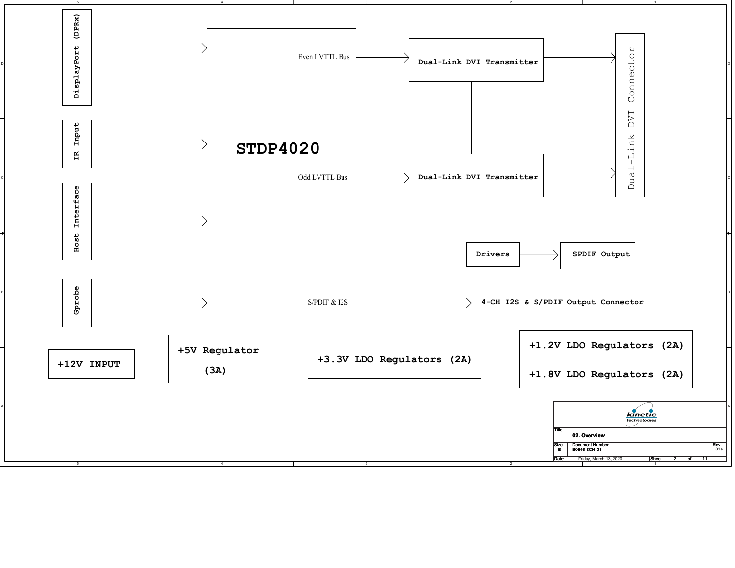# 02. Overview

DisplayPort (DPRx)

IR Input

Host Interface

Gprobe

**STDP4020**

Even LVTTL Bus

Odd LVTTL Bus

S/PDIF & I2S

Dual-Link DVI Transmitter

Dual-Link DVI Transmitter

Dual-Link DVI Connector

Drivers

SPDIF Output

4-CH I2S & S/PDIF Output Connector

+12V INPUT

+5V Regulator (3A)

+3.3V LDO Regulators (2A)

+1.2V LDO Regulators (2A)

+1.8V LDO Regulators (2A)

| Title | 02. Overview | |
|---|---|---|
| Size B | Document Number B0546-SCH-01 | Rev 03a |
| Date: Friday, March 13, 2020 | Sheet 2 of 11 | |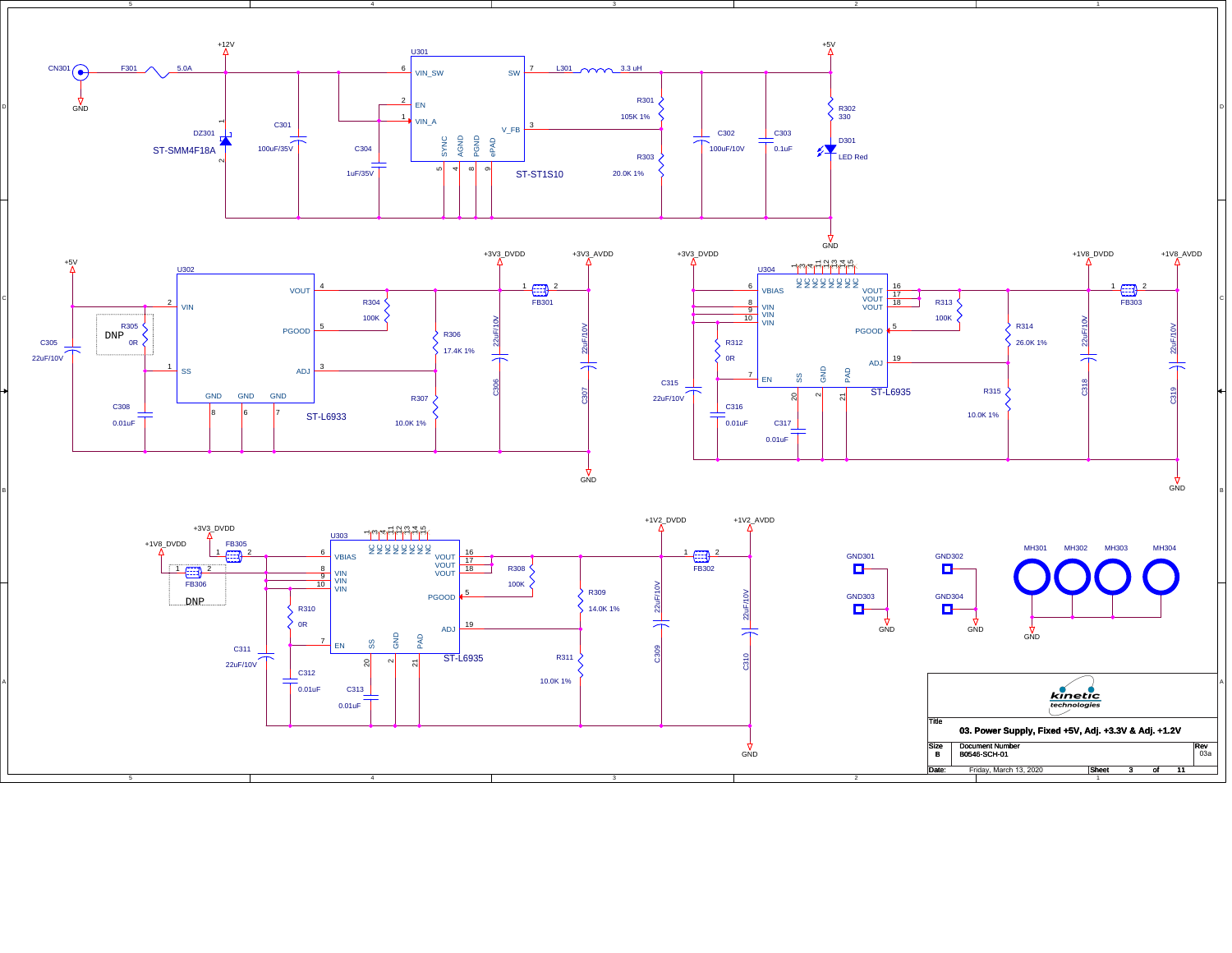# 03. Power Supply, Fixed +5V, Adj. +3.3V & Adj. +1.2V

CN301 · F301 5.0A · +12V · DZ301 ST-SMM4F18A · C301 100uF/35V · C304 1uF/35V

U301 ST-ST1S10: VIN_SW (6), EN (2), VIN_A (1), SW (7), V_FB (3), SYNC (5), AGND (4), PGND (8), ePAD (9)

L301 3.3 uH · R301 105K 1% · R303 20.0K 1% · C302 100uF/10V · C303 0.1uF · +5V · R302 330 · D301 LED Red · GND

U302 ST-L6933: VIN (2), SS (1), VOUT (4), PGOOD (5), ADJ (3), GND (8), GND (6), GND (7)

+5V · C305 22uF/10V · R305 0R DNP · C308 0.01uF · R304 100K · R306 17.4K 1% · R307 10.0K 1% · C306 22uF/10V · +3V3_DVDD · FB301 · +3V3_AVDD · C307 22uF/10V · GND

U304 ST-L6935: VBIAS (6), VIN (8, 9, 10), EN (7), SS (20), GND (2), PAD (21), VOUT (16, 17, 18), PGOOD (5), ADJ (19), NC (1, 3, 4, 11, 12, 13, 14, 15)

+3V3_DVDD · C315 22uF/10V · R312 0R · C316 0.01uF · C317 0.01uF · R313 100K · R314 26.0K 1% · R315 10.0K 1% · +1V8_DVDD · C318 22uF/10V · FB303 · +1V8_AVDD · C319 22uF/10V · GND

U303 ST-L6935: VBIAS (6), VIN (8, 9, 10), EN (7), SS (20), GND (2), PAD (21), VOUT (16, 17, 18), PGOOD (5), ADJ (19), NC (1, 3, 4, 11, 12, 13, 14, 15)

+3V3_DVDD · FB305 · +1V8_DVDD · FB306 DNP · R310 0R · C311 22uF/10V · C312 0.01uF · C313 0.01uF · R308 100K · R309 14.0K 1% · R311 10.0K 1% · +1V2_DVDD · C309 22uF/10V · FB302 · +1V2_AVDD · C310 22uF/10V · GND

GND301 · GND302 · GND303 · GND304 · MH301 · MH302 · MH303 · MH304 · GND

kinetic technologies

| Title | 03. Power Supply, Fixed +5V, Adj. +3.3V & Adj. +1.2V | | |
|---|---|---|---|
| Size B | Document Number B0546-SCH-01 | | Rev 03a |
| Date: | Friday, March 13, 2020 | Sheet 3 of 11 | |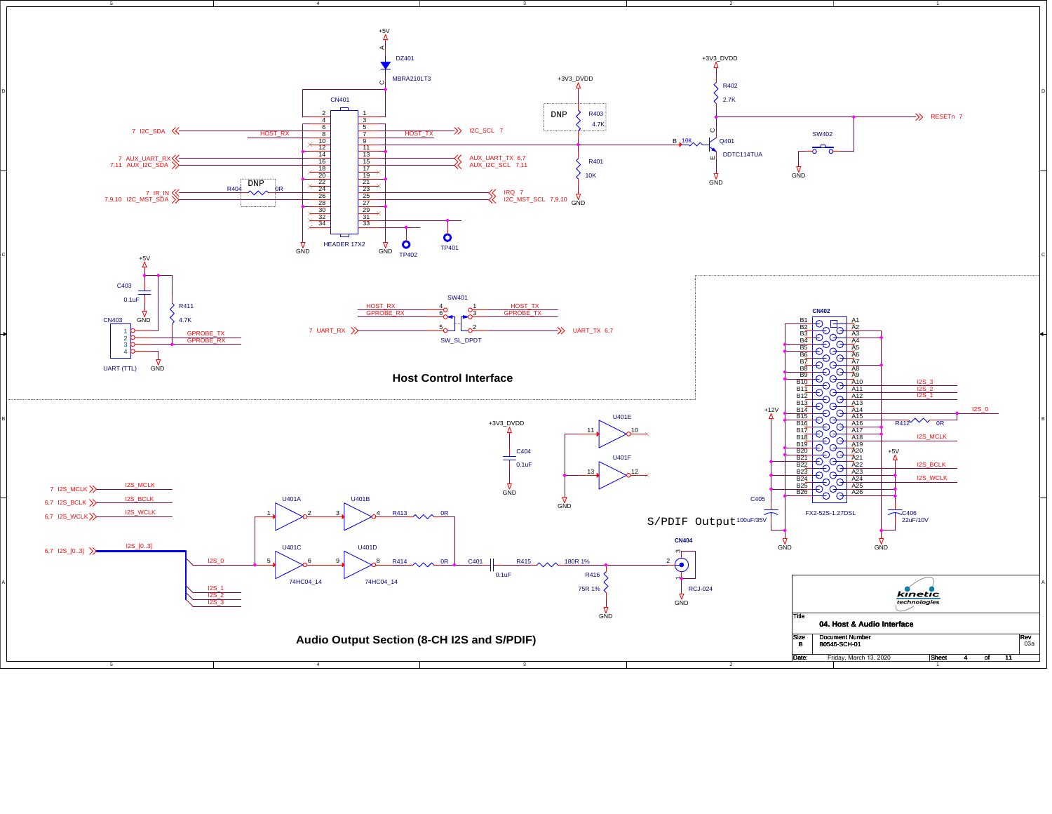## Host Control Interface

**CN401** — HEADER 17X2

| Pin | Signal | Pin | Signal |
|---|---|---|---|
| 2 | +5V (via DZ401 MBRA210LT3) | 1 | +5V (via DZ401 MBRA210LT3) |
| 4 | | 3 | |
| 6 | | 5 | |
| 8 | HOST_RX / 7 I2C_SDA | 7 | HOST_TX / I2C_SCL 7 |
| 10 | | 9 | (to Q401 / R401 / R403) |
| 12 | | 11 | |
| 14 | 7 AUX_UART_RX | 13 | AUX_UART_TX 6,7 |
| 16 | 7,11 AUX_I2C_SDA | 15 | AUX_I2C_SCL 7,11 |
| 18 | | 17 | |
| 20 | | 19 | |
| 22 | | 21 | |
| 24 | 7 IR_IN (via R404 0R, DNP) | 23 | IRQ 7 |
| 26 | 7,9,10 I2C_MST_SDA | 25 | I2C_MST_SCL 7,9,10 |
| 28 | | 27 | |
| 30 | | 29 | |
| 32 | | 31 | TP401 |
| 34 | GND | 33 | TP402 |

- DZ401 MBRA210LT3 (A: +5V, C: CN401)
- R403 4.7K (DNP) to +3V3_DVDD
- R401 10K to GND
- Q401 DDTC114TUA (B: 10K, C: RESETn 7, E: GND)
- R402 2.7K to +3V3_DVDD
- SW402 to GND
- RESETn 7

**SW401** — SW_SL_DPDT

| Pin | Signal | Pin | Signal |
|---|---|---|---|
| 4 | HOST_RX | 1 | HOST_TX |
| 6 | GPROBE_RX | 3 | GPROBE_TX |
| 5 | 7 UART_RX | 2 | UART_TX 6,7 |

**CN403** — UART (TTL)

| Pin | Signal |
|---|---|
| 1 | +5V |
| 2 | GPROBE_TX |
| 3 | GPROBE_RX |
| 4 | GND |

- C403 0.1uF (+5V to GND)
- R411 4.7K

**CN402** — FX2-52S-1.27DSL

| Pin | Signal |
|---|---|
| A10 | I2S_3 |
| A11 | I2S_2 |
| A12 | I2S_1 |
| A14 | I2S_0 |
| A16 | R412 0R |
| A18 | I2S_MCLK |
| A20 | +5V |
| A22 | I2S_BCLK |
| A24 | I2S_WCLK |
| B14 | +12V |

- C405 100uF/35V
- C406 22uF/10V

## Audio Output Section (8-CH I2S and S/PDIF)

- 7 I2S_MCLK
- 6,7 I2S_BCLK
- 6,7 I2S_WCLK
- 6,7 I2S_[0..3] → I2S_0, I2S_1, I2S_2, I2S_3

**S/PDIF Output**

- I2S_0 → U401C (5→6, 74HC04_14) → U401D (9→8, 74HC04_14) → R414 0R → C401 0.1uF → R415 180R 1% → CN404 RCJ-024 (pin 2)
- U401A (1→2) → U401B (3→4) → R413 0R
- R416 75R 1% to GND
- U401E (11→10), U401F (13→12) inputs to GND
- C404 0.1uF (+3V3_DVDD to GND)

| Title | 04. Host & Audio Interface |
|---|---|
| Size | B |
| Document Number | B0546-SCH-01 |
| Rev | 03a |
| Date | Friday, March 13, 2020 |
| Sheet | 4 of 11 |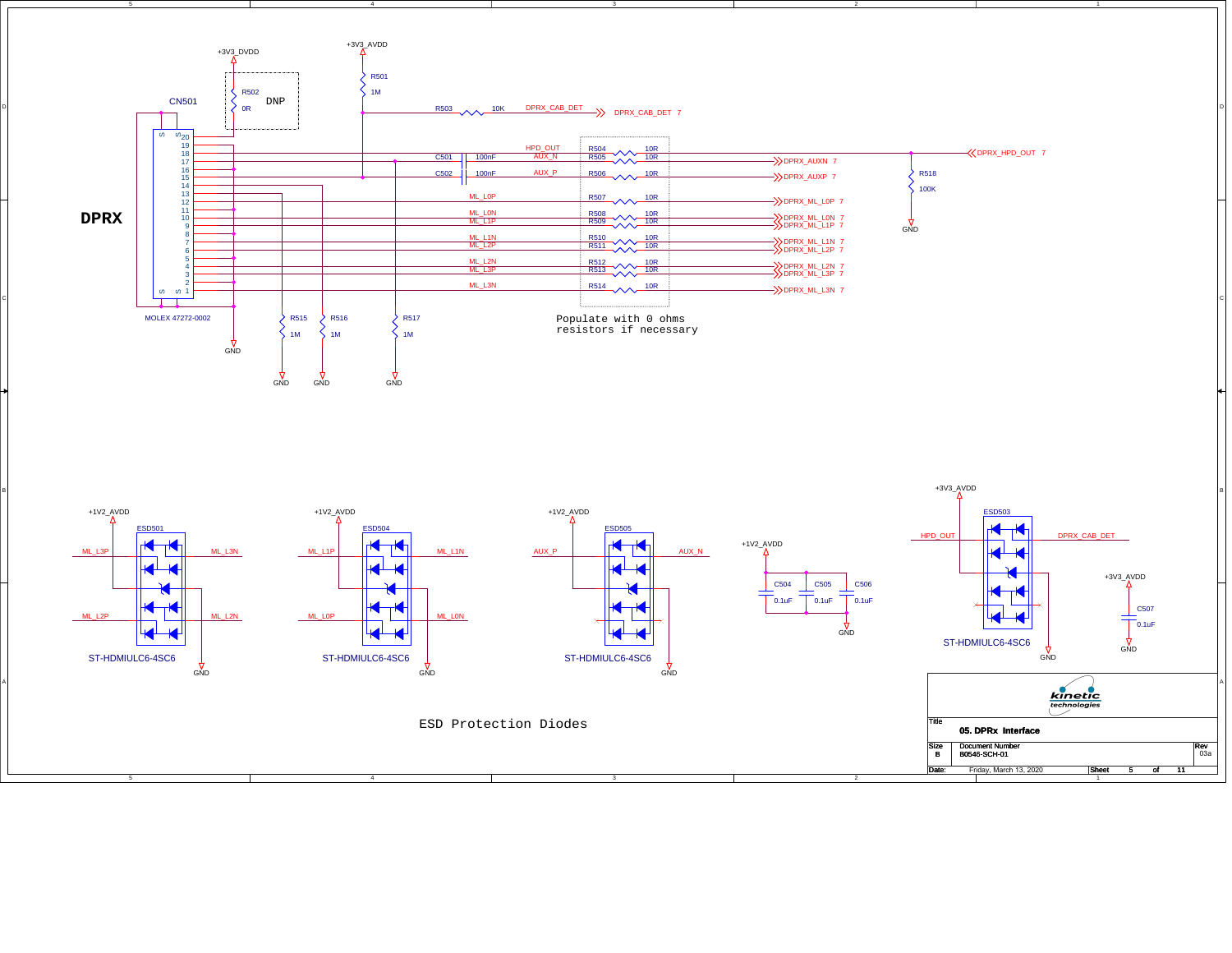# DPRX

CN501

MOLEX 47272-0002

+3V3_DVDD

R502 0R DNP

+3V3_AVDD

R501 1M

R503 10K DPRX_CAB_DET → DPRX_CAB_DET 7

| Signal | Resistor | Value | Net |
|---|---|---|---|
| HPD_OUT | R504 | 10R | DPRX_HPD_OUT 7 |
| AUX_N (C501 100nF) | R505 | 10R | DPRX_AUXN 7 |
| AUX_P (C502 100nF) | R506 | 10R | DPRX_AUXP 7 |
| ML_L0P | R507 | 10R | DPRX_ML_L0P 7 |
| ML_L0N | R508 | 10R | DPRX_ML_L0N 7 |
| ML_L1P | R509 | 10R | DPRX_ML_L1P 7 |
| ML_L1N | R510 | 10R | DPRX_ML_L1N 7 |
| ML_L2P | R511 | 10R | DPRX_ML_L2P 7 |
| ML_L2N | R512 | 10R | DPRX_ML_L2N 7 |
| ML_L3P | R513 | 10R | DPRX_ML_L3P 7 |
| ML_L3N | R514 | 10R | DPRX_ML_L3N 7 |

R518 100K — GND

R515 1M, R516 1M, R517 1M — GND

Populate with 0 ohms resistors if necessary

## ESD Protection Diodes

ESD501 (ST-HDMIULC6-4SC6): +1V2_AVDD, ML_L3P, ML_L3N, ML_L2P, ML_L2N, GND

ESD504 (ST-HDMIULC6-4SC6): +1V2_AVDD, ML_L1P, ML_L1N, ML_L0P, ML_L0N, GND

ESD505 (ST-HDMIULC6-4SC6): +1V2_AVDD, AUX_P, AUX_N, GND

+1V2_AVDD: C504 0.1uF, C505 0.1uF, C506 0.1uF — GND

ESD503 (ST-HDMIULC6-4SC6): +3V3_AVDD, HPD_OUT, DPRX_CAB_DET, GND

+3V3_AVDD: C507 0.1uF — GND

kinetic technologies

Title: 05. DPRx Interface

| Size | Document Number | Rev |
|---|---|---|
| B | B0546-SCH-01 | 03a |

Date: Friday, March 13, 2020 — Sheet 5 of 11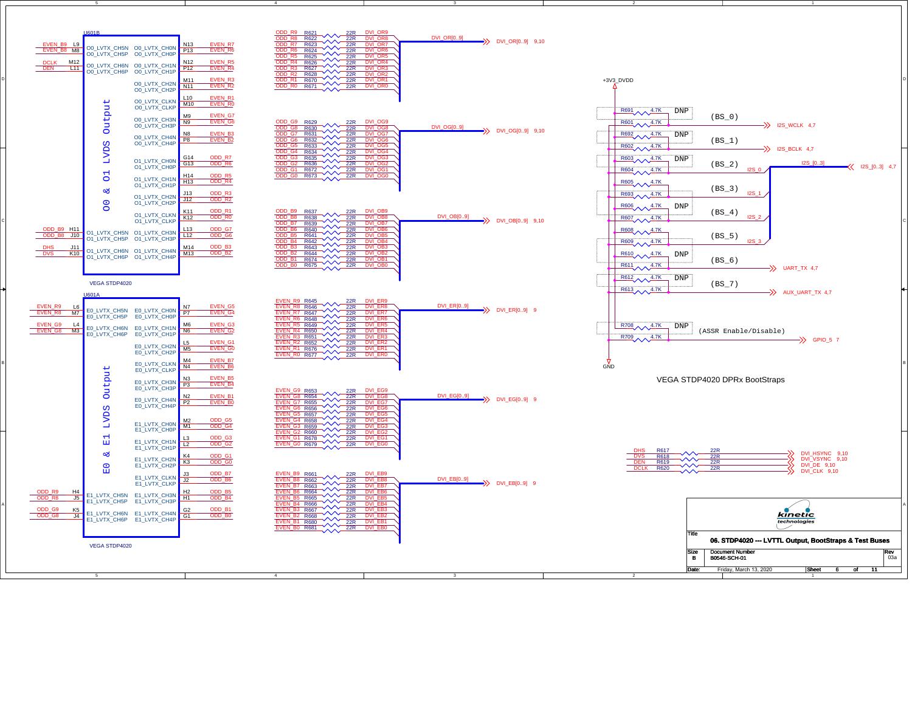# 06. STDP4020 --- LVTTL Output, BootStraps & Test Buses

## U601B — VEGA STDP4020 (O0 & O1 LVDS Output)

| Signal | Pin | Function | Function | Pin | Signal |
|---|---|---|---|---|---|
| EVEN_B9 | L9 | O0_LVTX_CH5N | O0_LVTX_CH0N | N13 | EVEN_R7 |
| EVEN_B8 | M8 | O0_LVTX_CH5P | O0_LVTX_CH0P | P13 | EVEN_R6 |
| DCLK | M12 | O0_LVTX_CH6N | O0_LVTX_CH1N | N12 | EVEN_R5 |
| DEN | L11 | O0_LVTX_CH6P | O0_LVTX_CH1P | P12 | EVEN_R4 |
| | | | O0_LVTX_CH2N | M11 | EVEN_R3 |
| | | | O0_LVTX_CH2P | N11 | EVEN_R2 |
| | | | O0_LVTX_CLKN | L10 | EVEN_R1 |
| | | | O0_LVTX_CLKP | M10 | EVEN_R0 |
| | | | O0_LVTX_CH3N | M9 | EVEN_G7 |
| | | | O0_LVTX_CH3P | N9 | EVEN_G6 |
| | | | O0_LVTX_CH4N | N8 | EVEN_B3 |
| | | | O0_LVTX_CH4P | P8 | EVEN_B2 |
| | | | O1_LVTX_CH0N | G14 | ODD_R7 |
| | | | O1_LVTX_CH0P | G13 | ODD_R6 |
| | | | O1_LVTX_CH1N | H14 | ODD_R5 |
| | | | O1_LVTX_CH1P | H13 | ODD_R4 |
| | | | O1_LVTX_CH2N | J13 | ODD_R3 |
| | | | O1_LVTX_CH2P | J12 | ODD_R2 |
| | | | O1_LVTX_CLKN | K11 | ODD_R1 |
| | | | O1_LVTX_CLKP | K12 | ODD_R0 |
| ODD_B9 | H11 | O1_LVTX_CH5N | O1_LVTX_CH3N | L13 | ODD_G7 |
| ODD_B8 | J10 | O1_LVTX_CH5P | O1_LVTX_CH3P | L12 | ODD_G6 |
| DHS | J11 | O1_LVTX_CH6N | O1_LVTX_CH4N | M14 | ODD_B3 |
| DVS | K10 | O1_LVTX_CH6P | O1_LVTX_CH4P | M13 | ODD_B2 |

## U601A — VEGA STDP4020 (E0 & E1 LVDS Output)

| Signal | Pin | Function | Function | Pin | Signal |
|---|---|---|---|---|---|
| EVEN_R9 | L6 | E0_LVTX_CH5N | E0_LVTX_CH0N | N7 | EVEN_G5 |
| EVEN_R8 | M7 | E0_LVTX_CH5P | E0_LVTX_CH0P | P7 | EVEN_G4 |
| EVEN_G9 | L4 | E0_LVTX_CH6N | E0_LVTX_CH1N | M6 | EVEN_G3 |
| EVEN_G8 | M3 | E0_LVTX_CH6P | E0_LVTX_CH1P | N6 | EVEN_G2 |
| | | | E0_LVTX_CH2N | L5 | EVEN_G1 |
| | | | E0_LVTX_CH2P | M5 | EVEN_G0 |
| | | | E0_LVTX_CLKN | M4 | EVEN_B7 |
| | | | E0_LVTX_CLKP | N4 | EVEN_B6 |
| | | | E0_LVTX_CH3N | N3 | EVEN_B5 |
| | | | E0_LVTX_CH3P | P3 | EVEN_B4 |
| | | | E0_LVTX_CH4N | N2 | EVEN_B1 |
| | | | E0_LVTX_CH4P | P2 | EVEN_B0 |
| | | | E1_LVTX_CH0N | M2 | ODD_G5 |
| | | | E1_LVTX_CH0P | M1 | ODD_G4 |
| | | | E1_LVTX_CH1N | L3 | ODD_G3 |
| | | | E1_LVTX_CH1P | L2 | ODD_G2 |
| | | | E1_LVTX_CH2N | K4 | ODD_G1 |
| | | | E1_LVTX_CH2P | K3 | ODD_G0 |
| | | | E1_LVTX_CLKN | J3 | ODD_B7 |
| | | | E1_LVTX_CLKP | J2 | ODD_B6 |
| ODD_R9 | H4 | E1_LVTX_CH5N | E1_LVTX_CH3N | H2 | ODD_B5 |
| ODD_R8 | J5 | E1_LVTX_CH5P | E1_LVTX_CH3P | H1 | ODD_B4 |
| ODD_G9 | K5 | E1_LVTX_CH6N | E1_LVTX_CH4N | G2 | ODD_B1 |
| ODD_G8 | J4 | E1_LVTX_CH6P | E1_LVTX_CH4P | G1 | ODD_B0 |

## Series Resistors (22R)

| Input | Resistor | Value | Output |
|---|---|---|---|
| ODD_R9 | R621 | 22R | DVI_OR9 |
| ODD_R8 | R622 | 22R | DVI_OR8 |
| ODD_R7 | R623 | 22R | DVI_OR7 |
| ODD_R6 | R624 | 22R | DVI_OR6 |
| ODD_R5 | R625 | 22R | DVI_OR5 |
| ODD_R4 | R626 | 22R | DVI_OR4 |
| ODD_R3 | R627 | 22R | DVI_OR3 |
| ODD_R2 | R628 | 22R | DVI_OR2 |
| ODD_R1 | R670 | 22R | DVI_OR1 |
| ODD_R0 | R671 | 22R | DVI_OR0 |
| ODD_G9 | R629 | 22R | DVI_OG9 |
| ODD_G8 | R630 | 22R | DVI_OG8 |
| ODD_G7 | R631 | 22R | DVI_OG7 |
| ODD_G6 | R632 | 22R | DVI_OG6 |
| ODD_G5 | R633 | 22R | DVI_OG5 |
| ODD_G4 | R634 | 22R | DVI_OG4 |
| ODD_G3 | R635 | 22R | DVI_OG3 |
| ODD_G2 | R636 | 22R | DVI_OG2 |
| ODD_G1 | R672 | 22R | DVI_OG1 |
| ODD_G0 | R673 | 22R | DVI_OG0 |
| ODD_B9 | R637 | 22R | DVI_OB9 |
| ODD_B8 | R638 | 22R | DVI_OB8 |
| ODD_B7 | R639 | 22R | DVI_OB7 |
| ODD_B6 | R640 | 22R | DVI_OB6 |
| ODD_B5 | R641 | 22R | DVI_OB5 |
| ODD_B4 | R642 | 22R | DVI_OB4 |
| ODD_B3 | R643 | 22R | DVI_OB3 |
| ODD_B2 | R644 | 22R | DVI_OB2 |
| ODD_B1 | R674 | 22R | DVI_OB1 |
| ODD_B0 | R675 | 22R | DVI_OB0 |
| EVEN_R9 | R645 | 22R | DVI_ER9 |
| EVEN_R8 | R646 | 22R | DVI_ER8 |
| EVEN_R7 | R647 | 22R | DVI_ER7 |
| EVEN_R6 | R648 | 22R | DVI_ER6 |
| EVEN_R5 | R649 | 22R | DVI_ER5 |
| EVEN_R4 | R650 | 22R | DVI_ER4 |
| EVEN_R3 | R651 | 22R | DVI_ER3 |
| EVEN_R2 | R652 | 22R | DVI_ER2 |
| EVEN_R1 | R676 | 22R | DVI_ER1 |
| EVEN_R0 | R677 | 22R | DVI_ER0 |
| EVEN_G9 | R653 | 22R | DVI_EG9 |
| EVEN_G8 | R654 | 22R | DVI_EG8 |
| EVEN_G7 | R655 | 22R | DVI_EG7 |
| EVEN_G6 | R656 | 22R | DVI_EG6 |
| EVEN_G5 | R657 | 22R | DVI_EG5 |
| EVEN_G4 | R658 | 22R | DVI_EG4 |
| EVEN_G3 | R659 | 22R | DVI_EG3 |
| EVEN_G2 | R660 | 22R | DVI_EG2 |
| EVEN_G1 | R678 | 22R | DVI_EG1 |
| EVEN_G0 | R679 | 22R | DVI_EG0 |
| EVEN_B9 | R661 | 22R | DVI_EB9 |
| EVEN_B8 | R662 | 22R | DVI_EB8 |
| EVEN_B7 | R663 | 22R | DVI_EB7 |
| EVEN_B6 | R664 | 22R | DVI_EB6 |
| EVEN_B5 | R665 | 22R | DVI_EB5 |
| EVEN_B4 | R666 | 22R | DVI_EB4 |
| EVEN_B3 | R667 | 22R | DVI_EB3 |
| EVEN_B2 | R668 | 22R | DVI_EB2 |
| EVEN_B1 | R680 | 22R | DVI_EB1 |
| EVEN_B0 | R681 | 22R | DVI_EB0 |
| DHS | R617 | 22R | DVI_HSYNC 9,10 |
| DVS | R618 | 22R | DVI_VSYNC 9,10 |
| DEN | R619 | 22R | DVI_DE 9,10 |
| DCLK | R620 | 22R | DVI_CLK 9,10 |

Buses: DVI_OR[0..9] 9,10; DVI_OG[0..9] 9,10; DVI_OB[0..9] 9,10; DVI_ER[0..9] 9; DVI_EG[0..9] 9; DVI_EB[0..9] 9

## VEGA STDP4020 DPRx BootStraps

+3V3_DVDD / GND

| Strap | Pull-up | Pull-down | Net |
|---|---|---|---|
| (BS_0) | R691 4.7K DNP | R601 4.7K | I2S_WCLK 4,7 |
| (BS_1) | R692 4.7K DNP | R602 4.7K | I2S_BCLK 4,7 |
| (BS_2) | R603 4.7K DNP | R604 4.7K | I2S_0 |
| (BS_3) | R605 4.7K | R693 4.7K | I2S_1 |
| (BS_4) | R606 4.7K DNP | R607 4.7K | I2S_2 |
| (BS_5) | R608 4.7K | R609 4.7K | I2S_3 |
| (BS_6) | R610 4.7K DNP | R611 4.7K | UART_TX 4,7 |
| (BS_7) | R612 4.7K DNP | R613 4.7K | AUX_UART_TX 4,7 |
| (ASSR Enable/Disable) | R708 4.7K DNP | R709 4.7K | GPIO_5 7 |

I2S_[0..3] 4,7

| Title | 06. STDP4020 --- LVTTL Output, BootStraps & Test Buses |
|---|---|
| Size | B |
| Document Number | B0546-SCH-01 |
| Rev | 03a |
| Date | Friday, March 13, 2020 |
| Sheet | 6 of 11 |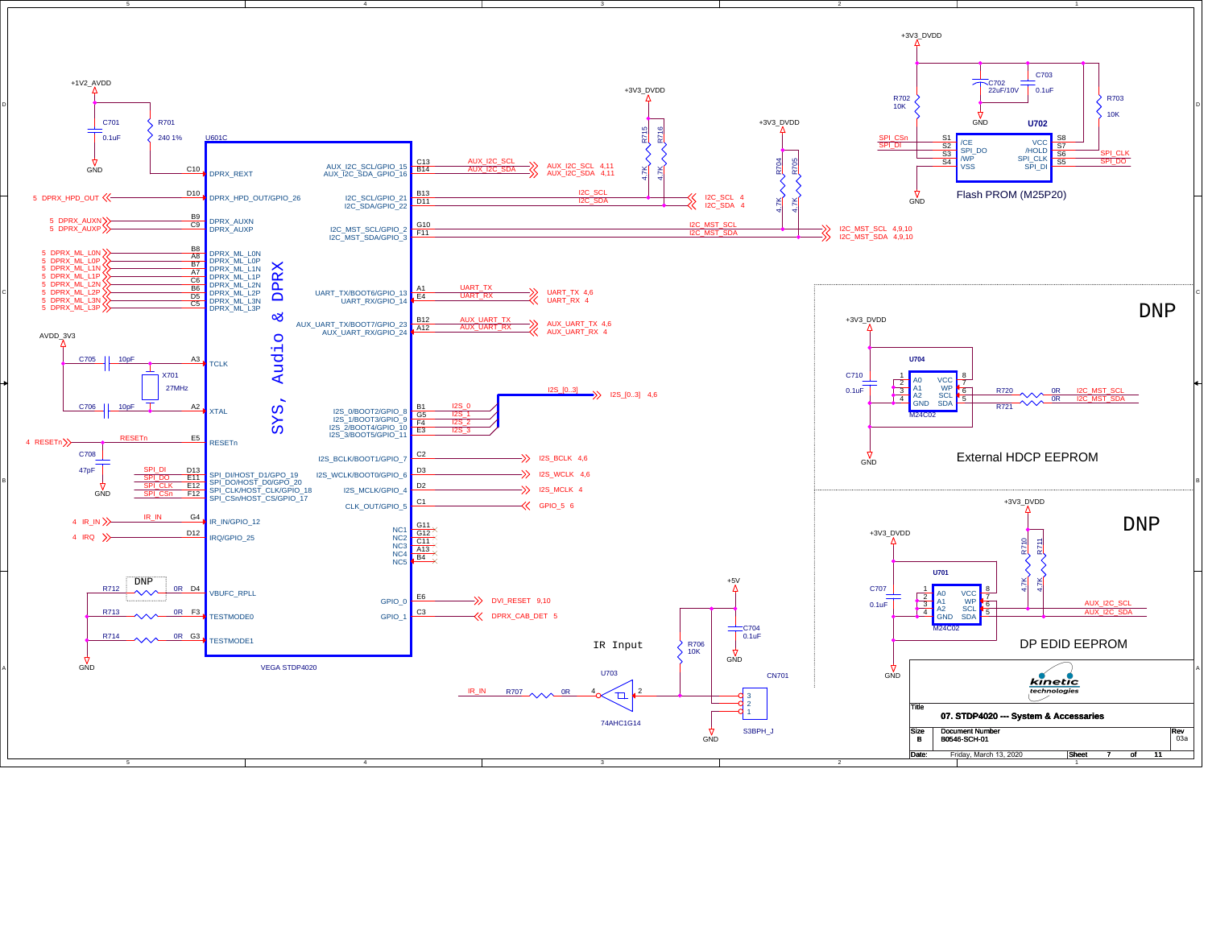# 07. STDP4020 --- System & Accessories

## U601C — VEGA STDP4020 (SYS, Audio & DPRX)

| Pin | Signal (left side) | Net |
|---|---|---|
| C10 | DPRX_REXT | R701 240 1% to +1V2_AVDD; C701 0.1uF to GND |
| D10 | DPRX_HPD_OUT/GPIO_26 | 5 DPRX_HPD_OUT |
| B9 | DPRX_AUXN | 5 DPRX_AUXN |
| C9 | DPRX_AUXP | 5 DPRX_AUXP |
| B8 | DPRX_ML_L0N | 5 DPRX_ML_L0N |
| A8 | DPRX_ML_L0P | 5 DPRX_ML_L0P |
| B7 | DPRX_ML_L1N | 5 DPRX_ML_L1N |
| A7 | DPRX_ML_L1P | 5 DPRX_ML_L1P |
| C6 | DPRX_ML_L2N | 5 DPRX_ML_L2N |
| B6 | DPRX_ML_L2P | 5 DPRX_ML_L2P |
| D5 | DPRX_ML_L3N | 5 DPRX_ML_L3N |
| C5 | DPRX_ML_L3P | 5 DPRX_ML_L3P |
| A3 | TCLK | C705 10pF, X701 27MHz, AVDD_3V3 |
| A2 | XTAL | C706 10pF |
| E5 | RESETn | 4 RESETn; C708 47pF to GND |
| D13 | SPI_DI/HOST_D1/GPO_19 | SPI_DI |
| E11 | SPI_DO/HOST_D0/GPO_20 | SPI_DO |
| E12 | SPI_CLK/HOST_CLK/GPIO_18 | SPI_CLK |
| F12 | SPI_CSn/HOST_CS/GPIO_17 | SPI_CSn |
| G4 | IR_IN/GPIO_12 | 4 IR_IN |
| D12 | IRQ/GPIO_25 | 4 IRQ |
| D4 | VBUFC_RPLL | R712 0R (DNP) to GND |
| F3 | TESTMODE0 | R713 0R to GND |
| G3 | TESTMODE1 | R714 0R to GND |

| Pin | Signal (right side) | Net |
|---|---|---|
| C13 | AUX_I2C_SCL/GPIO_15 | AUX_I2C_SCL 4,11 (R715 4.7K to +3V3_DVDD) |
| B14 | AUX_I2C_SDA_GPIO_16 | AUX_I2C_SDA 4,11 (R716 4.7K to +3V3_DVDD) |
| B13 | I2C_SCL/GPIO_21 | I2C_SCL 4 |
| D11 | I2C_SDA/GPIO_22 | I2C_SDA 4 |
| G10 | I2C_MST_SCL/GPIO_2 | I2C_MST_SCL 4,9,10 (R704 4.7K to +3V3_DVDD) |
| F11 | I2C_MST_SDA/GPIO_3 | I2C_MST_SDA 4,9,10 (R705 4.7K to +3V3_DVDD) |
| A1 | UART_TX/BOOT6/GPIO_13 | UART_TX 4,6 |
| E4 | UART_RX/GPIO_14 | UART_RX 4 |
| B12 | AUX_UART_TX/BOOT7/GPIO_23 | AUX_UART_TX 4,6 |
| A12 | AUX_UART_RX/GPIO_24 | AUX_UART_RX 4 |
| B1 | I2S_0/BOOT2/GPIO_8 | I2S_0 |
| G5 | I2S_1/BOOT3/GPIO_9 | I2S_1 |
| F4 | I2S_2/BOOT4/GPIO_10 | I2S_2 |
| E3 | I2S_3/BOOT5/GPIO_11 | I2S_3 → I2S_[0..3] 4,6 |
| C2 | I2S_BCLK/BOOT1/GPIO_7 | I2S_BCLK 4,6 |
| D3 | I2S_WCLK/BOOT0/GPIO_6 | I2S_WCLK 4,6 |
| D2 | I2S_MCLK/GPIO_4 | I2S_MCLK 4 |
| C1 | CLK_OUT/GPIO_5 | GPIO_5 6 |
| G11, G12 | NC1 | — |
| C11 | NC2 | — |
| A13 | NC3 | — |
| B4 | NC4 | — |
| — | NC5 | — |
| E6 | GPIO_0 | DVI_RESET 9,10 |
| C3 | GPIO_1 | DPRX_CAB_DET 5 |

## Flash PROM (M25P20) — U702

| Pin | Signal | Net |
|---|---|---|
| S1 | /CE | SPI_CSn (R702 10K to +3V3_DVDD) |
| S2 | SPI_DO | SPI_DI |
| S3 | /WP | — |
| S4 | VSS | GND |
| S8 | VCC | +3V3_DVDD (C702 22uF/10V, C703 0.1uF) |
| S7 | /HOLD | R703 10K |
| S6 | SPI_CLK | SPI_CLK |
| S5 | SPI_DI | SPI_DO |

## IR Input

IR_IN — R707 0R — U703 74AHC1G14 (pin 4 / pin 2) — CN701 S3BPH_J (pin 3, 2, 1); R706 10K to +5V; C704 0.1uF to GND.

## External HDCP EEPROM (DNP)

U704 M24C02: A0 (1), A1 (2), A2 (3), GND (4), VCC (8), WP (7), SCL (6), SDA (5); +3V3_DVDD, C710 0.1uF. SCL — R720 0R — I2C_MST_SCL; SDA — R721 0R — I2C_MST_SDA.

## DP EDID EEPROM (DNP)

U701 M24C02: A0 (1), A1 (2), A2 (3), GND (4), VCC (8), WP (7), SCL (6), SDA (5); +3V3_DVDD, C707 0.1uF; R710 4.7K, R711 4.7K to +3V3_DVDD. SCL → AUX_I2C_SCL; SDA → AUX_I2C_SDA.

| Title | 07. STDP4020 --- System & Accessories | |
|---|---|---|
| Size: B | Document Number: B0546-SCH-01 | Rev: 03a |
| Date: Friday, March 13, 2020 | Sheet 7 of 11 | |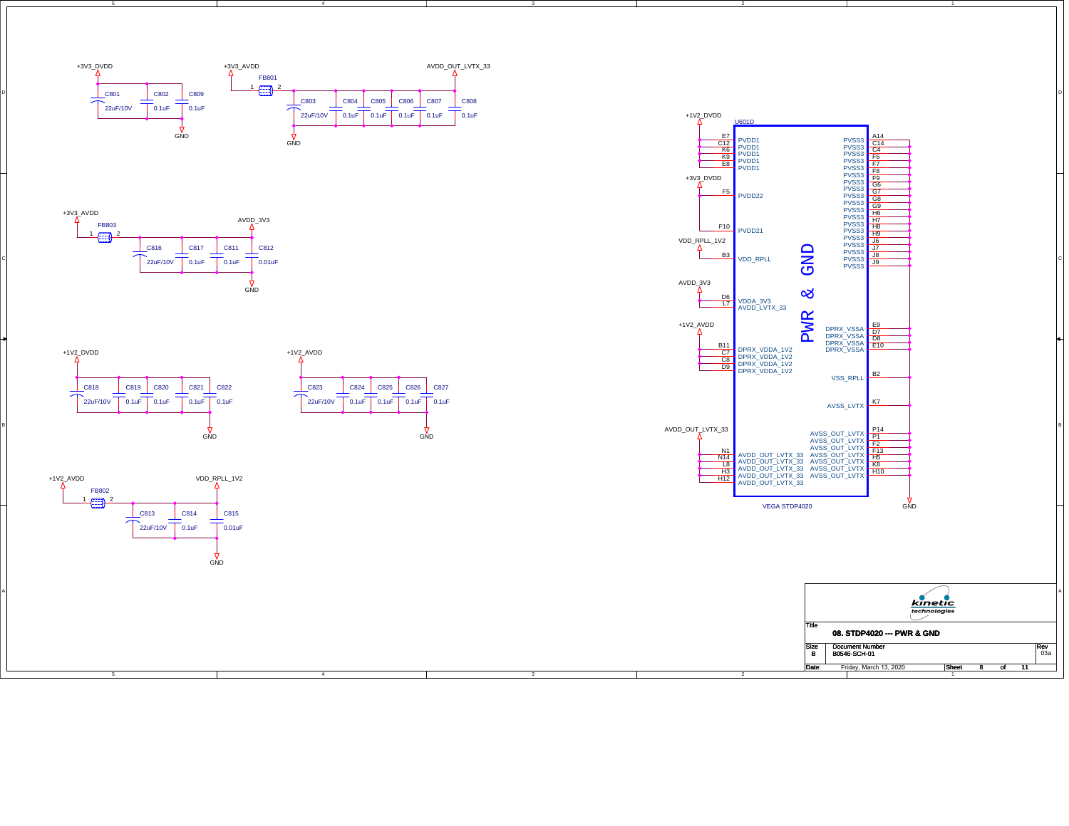# 08. STDP4020 --- PWR & GND

## Decoupling / Filter Circuits

**+3V3_DVDD** — C801 22uF/10V, C802 0.1uF, C809 0.1uF — GND

**+3V3_AVDD** → FB801 (1–2) → **AVDD_OUT_LVTX_33** — C803 22uF/10V, C804 0.1uF, C805 0.1uF, C806 0.1uF, C807 0.1uF, C808 0.1uF — GND

**+3V3_AVDD** → FB803 (1–2) → **AVDD_3V3** — C816 22uF/10V, C817 0.1uF, C811 0.1uF, C812 0.01uF — GND

**+1V2_DVDD** — C818 22uF/10V, C819 0.1uF, C820 0.1uF, C821 0.1uF, C822 0.1uF — GND

**+1V2_AVDD** — C823 22uF/10V, C824 0.1uF, C825 0.1uF, C826 0.1uF, C827 0.1uF — GND

**+1V2_AVDD** → FB802 (1–2) → **VDD_RPLL_1V2** — C813 22uF/10V, C814 0.1uF, C815 0.01uF — GND

## U601D — VEGA STDP4020 (PWR & GND)

| Net | Pins | Pin Name |
|---|---|---|
| +1V2_DVDD | E7, C12, K6, K9, E8 | PVDD1 |
| +3V3_DVDD | F5 | PVDD22 |
| +3V3_DVDD | F10 | PVDD21 |
| VDD_RPLL_1V2 | B3 | VDD_RPLL |
| AVDD_3V3 | D6, L7 | VDDA_3V3, AVDD_LVTX_33 |
| +1V2_AVDD | B11, C7, C8, D9 | DPRX_VDDA_1V2 |
| AVDD_OUT_LVTX_33 | N1, N14, L8, H3, H12 | AVDD_OUT_LVTX_33 |
| GND | A14, C14, C4, F6, F7, F8, F9, G6, G7, G8, G9, H6, H7, H8, H9, J6, J7, J8, J9 | PVSS3 |
| GND | E9, D7, D8, E10 | DPRX_VSSA |
| GND | B2 | VSS_RPLL |
| GND | K7 | AVSS_LVTX |
| GND | P14, P1, F2, F13, H5, K8, H10 | AVSS_OUT_LVTX |

VEGA STDP4020

| | |
|---|---|
| Title | 08. STDP4020 --- PWR & GND |
| Size | B |
| Document Number | B0546-SCH-01 |
| Rev | 03a |
| Date: | Friday, March 13, 2020 |
| Sheet | 8 of 11 |

kinetic technologies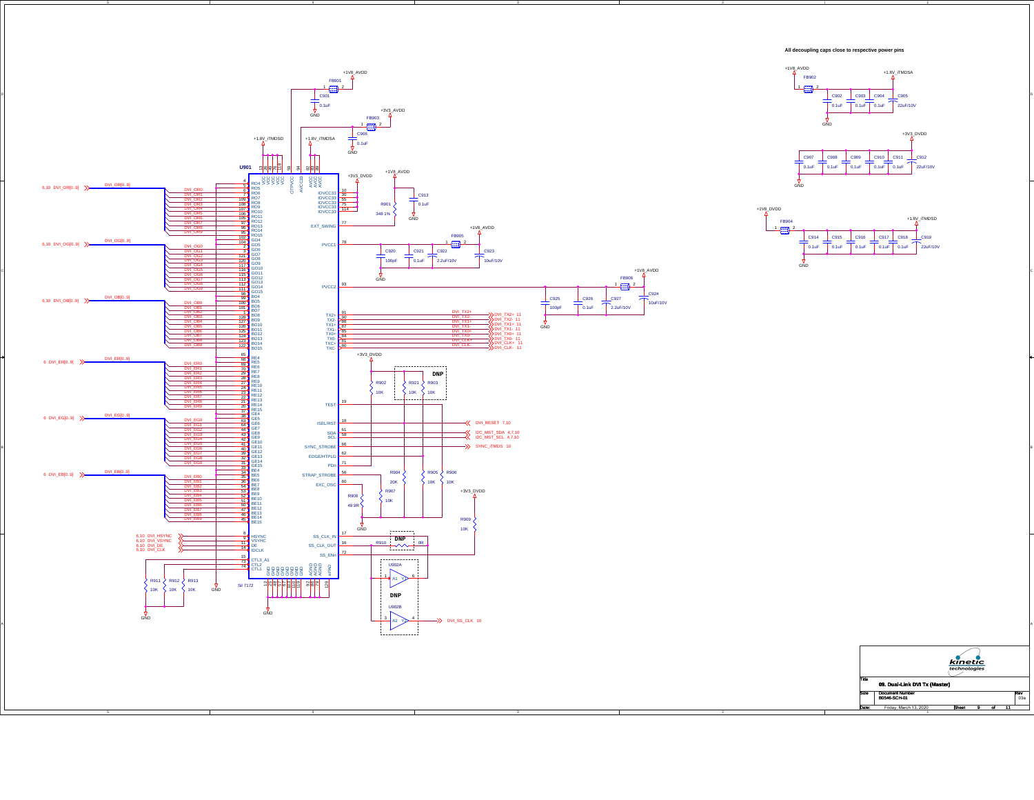All decoupling caps close to respective power pins

**U901** — SiI 7172

| Pin | Signal |
|---|---|
| 4 | RO4 |
| 5 | RO5 |
| 6 | RO6 |
| 7 | RO7 |
| 109 | RO8 |
| 108 | RO9 |
| 107 | RO10 |
| 106 | RO11 |
| 105 | RO12 |
| 97 | RO13 |
| 96 | RO14 |
| 95 | RO15 |
| 102 | GO4 |
| 104 | GO5 |
| 2 | GO6 |
| 3 | GO7 |
| 124 | GO8 |
| 120 | GO9 |
| 117 | GO10 |
| 116 | GO11 |
| 115 | GO12 |
| 113 | GO13 |
| 112 | GO14 |
| 111 | GO15 |
| 98 | BO4 |
| 99 | BO5 |
| 100 | BO6 |
| 101 | BO7 |
| 1 | BO8 |
| 128 | BO9 |
| 127 | BO10 |
| 126 | BO11 |
| 125 | BO12 |
| 124 | BO13 |
| 123 | BO14 |
| 122 | BO15 |
| 65 | RE4 |
| 68 | RE5 |
| 69 | RE6 |
| 70 | RE7 |
| 29 | RE8 |
| 28 | RE9 |
| 27 | RE10 |
| 24 | RE11 |
| 23 | RE12 |
| 22 | RE13 |
| 21 | RE14 |
| 20 | RE15 |
| 37 | GE4 |
| 26 | GE5 |
| 63 | GE6 |
| 64 | GE7 |
| 44 | GE8 |
| 43 | GE9 |
| 42 | GE10 |
| 41 | GE11 |
| 40 | GE12 |
| 39 | GE13 |
| 32 | GE14 |
| 31 | GE15 |
| 33 | BE4 |
| 34 | BE5 |
| 35 | BE6 |
| 36 | BE7 |
| 54 | BE8 |
| 53 | BE9 |
| 52 | BE10 |
| 51 | BE11 |
| 50 | BE12 |
| 47 | BE13 |
| 46 | BE14 |
| 45 | BE15 |
| 8 | HSYNC |
| 9 | VSYNC |
| 11 | DE |
| 14 | IDCLK |
| 15 | CTL3_A1 |
| 73 | CTL2 |
| 74 | CTL1 |
| 10, 30, 55, 75, 114 | IOVCC33 |
| 77 | EXT_SWING |
| 78 | PVCC1 |
| 93 | PVCC2 |
| 91 | TX2+ |
| 90 | TX2- |
| 88 | TX1+ |
| 87 | TX1- |
| 85 | TX0+ |
| 84 | TX0- |
| 81 | TXC+ |
| 80 | TXC- |
| 19 | TEST |
| 18 | ISEL/RST |
| 61 | SDA |
| 58 | SCL |
| 66 | SYNC_STROBE |
| 62 | EDGE/HTPLG |
| 71 | PDn |
| 56 | STRAP_STROBE |
| 60 | EXC_OSC |
| 17 | SS_CLK_IN |
| 16 | SS_CLK_OUT |
| 72 | SS_ENn |
| 13, 38, 49, 76, 103, 118 | VCC |
| 59 | OTPVCC |
| 94 | AVCC33 |
| 82, 83, 89 | AVCC |
| 12, 25, 48, 57, 67, 110, 119, 121 | GND |
| 92, 86, 79 | AGND |
| 129 | ePAD |

Nets: 6,10 DVI_OR[0..9], 6,10 DVI_OG[0..9], 6,10 DVI_OB[0..9], 6 DVI_ER[0..9], 6 DVI_EG[0..9], 6 DVI_EB[0..9], 6,10 DVI_HSYNC, 6,10 DVI_VSYNC, 6,10 DVI_DE, 6,10 DVI_CLK

Outputs: DVI_TX2+ 11, DVI_TX2- 11, DVI_TX1+ 11, DVI_TX1- 11, DVI_TX0+ 11, DVI_TX0- 11, DVI_CLK+ 11, DVI_CLK- 11, DVI_RESET 7,10, I2C_MST_SDA 4,7,10, I2C_MST_SCL 4,7,10, SYNC_iTMDS 10, DVI_SS_CLK 10

Power: +1V8_AVDD, +3V3_AVDD, +1V8_iTMDSD, +1V8_iTMDSA, +3V3_DVDD, +1V8_DVDD, GND

| Ref | Value |
|---|---|
| FB901, FB902, FB903, FB904, FB905, FB906 | Ferrite bead |
| C901 | 0.1uF |
| C906 | 0.1uF |
| C902, C903, C904 | 0.1uF |
| C905 | 22uF/10V |
| C907, C908, C909, C910, C911 | 0.1uF |
| C912 | 22uF/10V |
| C913 | 0.1uF |
| C914, C915, C916, C917, C918 | 0.1uF |
| C919 | 22uF/10V |
| C920 | 100pF |
| C921 | 0.1uF |
| C922 | 2.2uF/10V |
| C923 | 10uF/10V |
| C924 | 10uF/10V |
| C925 | 100pF |
| C926 | 0.1uF |
| C927 | 2.2uF/10V |
| R901 | 348 1% |
| R902 | 10K |
| R903 | 10K |
| R921 | 10K (DNP) |
| R904 | 20K |
| R905 | 10K |
| R906 | 10K |
| R907 | 10K |
| R908 | 49.9R |
| R909 | 10K |
| R910 | 0R (DNP) |
| R911, R912, R913 | 10K |
| U902A, U902B | DNP |

**Title:** 09. Dual-Link DVI Tx (Master)

**Document Number:** B0546-SCH-01 | **Rev:** 03a

**Date:** Friday, March 13, 2020 | **Sheet** 9 **of** 11

kinetic technologies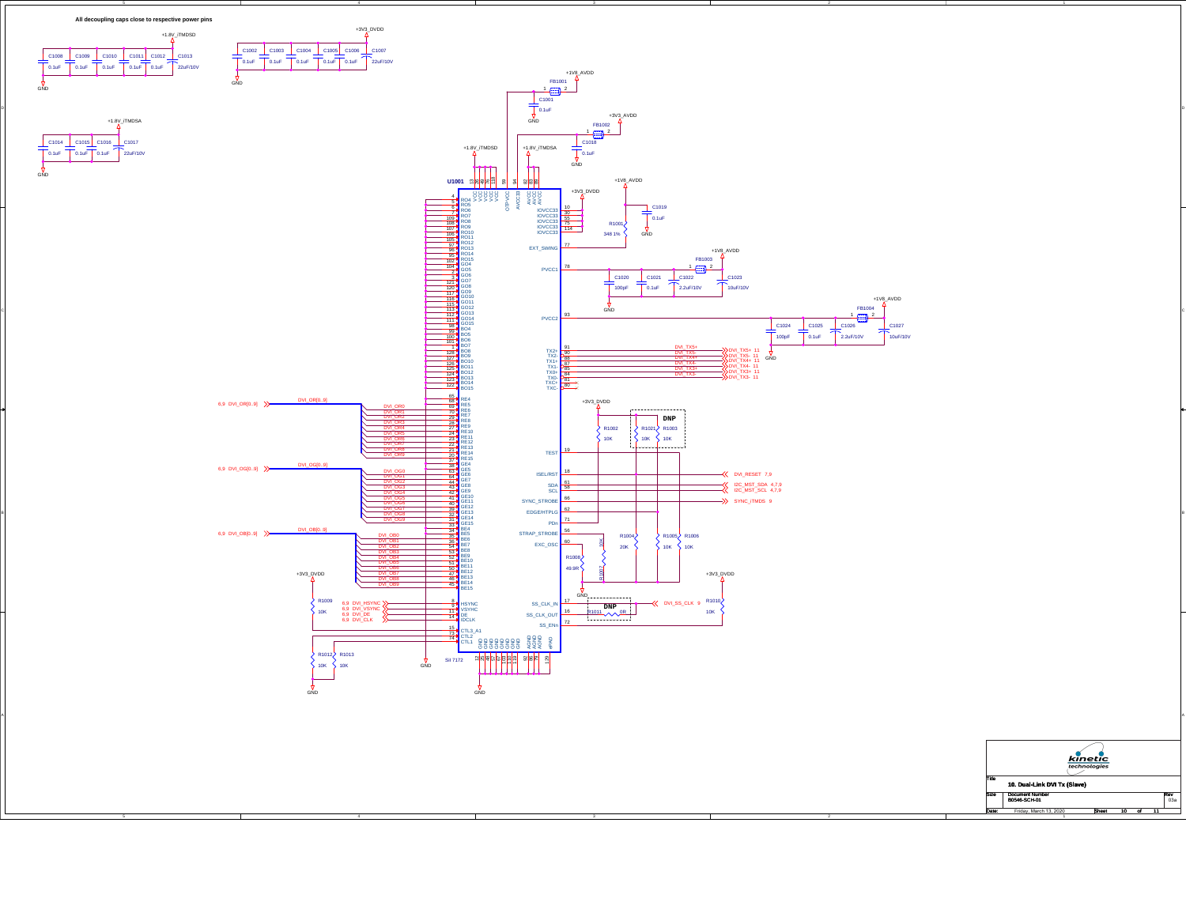All decoupling caps close to respective power pins

+1.8V_iTMDSD: C1008 0.1uF, C1009 0.1uF, C1010 0.1uF, C1011 0.1uF, C1012 0.1uF, C1013 22uF/10V — GND

+3V3_DVDD: C1002 0.1uF, C1003 0.1uF, C1004 0.1uF, C1005 0.1uF, C1006 0.1uF, C1007 22uF/10V — GND

+1.8V_iTMDSA: C1014 0.1uF, C1015 0.1uF, C1016 0.1uF, C1017 22uF/10V — GND

+1V8_AVDD — FB1001 — C1001 0.1uF — GND

+3V3_AVDD — FB1002 — C1018 0.1uF — GND

U1001 — SiI 7172

- VCC (13, 26, 49, 76, 99, 118): +1.8V_iTMDSD
- OTPVCC (59), AVCC33 (94)
- AVCC (82, 88, 89): +1.8V_iTMDSA
- RO4–RO15, GO4–GO15, BO4–BO15
- RE4–RE15: DVI_OR0–DVI_OR9 — 6,9 DVI_OR[0..9]
- GE4–GE15: DVI_OG0–DVI_OG9 — 6,9 DVI_OG[0..9]
- BE4–BE15: DVI_OB0–DVI_OB9 — 6,9 DVI_OB[0..9]
- HSYNC (8): 6,9 DVI_HSYNC
- VSYNC (9): 6,9 DVI_VSYNC
- DE (11): 6,9 DVI_DE
- IDCLK (14): 6,9 DVI_CLK
- CTL3_A1 (15), CTL2 (73), CTL1 (74)
- IOVCC33 (10, 30, 55, 75, 114): +3V3_DVDD; C1019 0.1uF; R1001 348 1%
- EXT_SWING (77)
- PVCC1 (78): +1V8_AVDD — FB1003; C1020 100pF, C1021 0.1uF, C1022 2.2uF/10V, C1023 10uF/10V
- PVCC2 (93): +1V8_AVDD — FB1004; C1024 100pF, C1025 0.1uF, C1026 2.2uF/10V, C1027 10uF/10V
- TX2+ (91), TX2- (90), TX1+ (88), TX1- (87), TX0+ (85), TX0- (84), TXC+ (81), TXC- (80): DVI_TX5+ 11, DVI_TX5- 11, DVI_TX4+ 11, DVI_TX4- 11, DVI_TX3+ 11, DVI_TX3- 11
- TEST (19)
- ISEL/RST (18): DVI_RESET 7,9
- SDA (61): I2C_MST_SDA 4,7,9
- SCL (58): I2C_MST_SCL 4,7,9
- SYNC_STROBE (66): SYNC_iTMDS 9
- EDGE/HTPLG (62)
- PDn (71)
- STRAP_STROBE (56)
- EXC_OSC (60)
- SS_CLK_IN (17): DVI_SS_CLK 9
- SS_CLK_OUT (16)
- SS_ENn (72)
- GND, AGND, ePAD

Resistors: R1002 10K, R1021 10K (DNP), R1003 10K, R1004 20K, R1005 10K, R1006 10K, R1007 10K, R1008 49.9R, R1009 10K, R1010 10K, R1011 0R (DNP), R1012 10K, R1013 10K

| Title | 10. Dual-Link DVI Tx (Slave) | |
|---|---|---|
| Size | Document Number: B0546-SCH-01 | Rev: 03a |
| Date: | Friday, March 13, 2020 | Sheet 10 of 11 |

kinetic technologies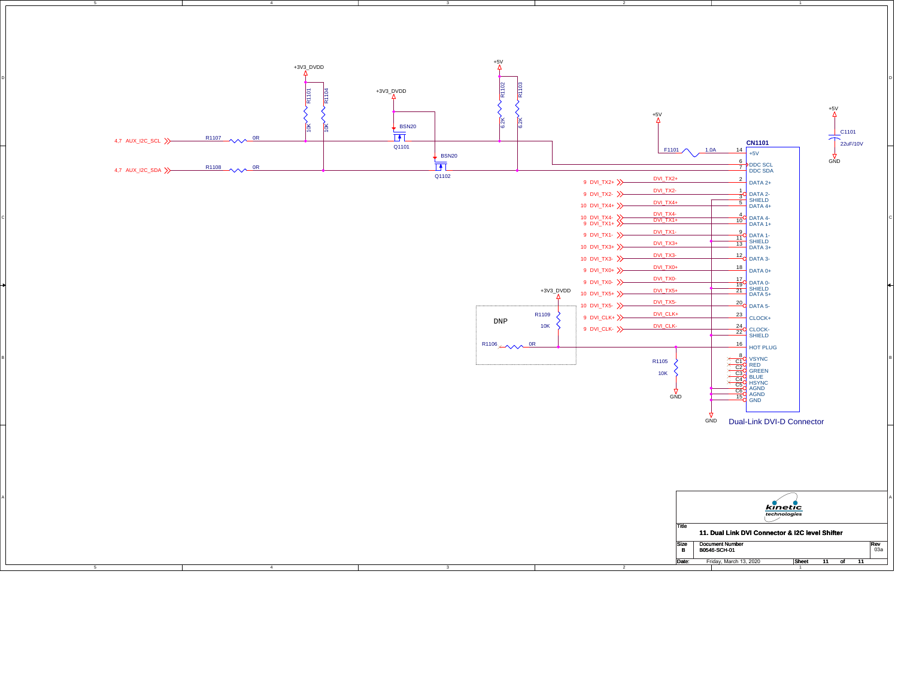# 11. Dual Link DVI Connector & I2C level Shifter

+3V3_DVDD

R1101 10K

R1104 10K

+3V3_DVDD

BSN20

Q1101

+5V

R1102 6.2K

R1103 6.2K

4,7 AUX_I2C_SCL

R1107 0R

4,7 AUX_I2C_SDA

R1108 0R

BSN20

Q1102

+5V

F1101 1.0A

CN1101

+5V

C1101 22uF/10V

GND

| Pin | Net | Connector Signal |
|---|---|---|
| 14 | +5V (via F1101) | +5V |
| 6 | AUX_I2C_SCL (shifted) | DDC SCL |
| 7 | AUX_I2C_SDA (shifted) | DDC SDA |
| 2 | 9 DVI_TX2+ | DATA 2+ |
| 1 | 9 DVI_TX2- | DATA 2- |
| 3 | GND | SHIELD |
| 5 | 10 DVI_TX4+ | DATA 4+ |
| 4 | 10 DVI_TX4- | DATA 4- |
| 10 | 9 DVI_TX1+ | DATA 1+ |
| 9 | 9 DVI_TX1- | DATA 1- |
| 11 | GND | SHIELD |
| 13 | 10 DVI_TX3+ | DATA 3+ |
| 12 | 10 DVI_TX3- | DATA 3- |
| 18 | 9 DVI_TX0+ | DATA 0+ |
| 17 | 9 DVI_TX0- | DATA 0- |
| 19 | GND | SHIELD |
| 21 | 10 DVI_TX5+ | DATA 5+ |
| 20 | 10 DVI_TX5- | DATA 5- |
| 23 | 9 DVI_CLK+ | CLOCK+ |
| 24 | 9 DVI_CLK- | CLOCK- |
| 22 | GND | SHIELD |
| 16 | R1106 / R1105 | HOT PLUG |
| 8 | NC | VSYNC |
| C1 | NC | RED |
| C2 | NC | GREEN |
| C3 | NC | BLUE |
| C4 | NC | HSYNC |
| C5 | GND | AGND |
| C6 | GND | AGND |
| 15 | GND | GND |

DNP

+3V3_DVDD

R1109 10K

R1106 0R

R1105 10K

GND

GND

Dual-Link DVI-D Connector

kinetic technologies

Title: 11. Dual Link DVI Connector & I2C level Shifter

Size: B

Document Number: B0546-SCH-01

Rev: 03a

Date: Friday, March 13, 2020

Sheet 11 of 11